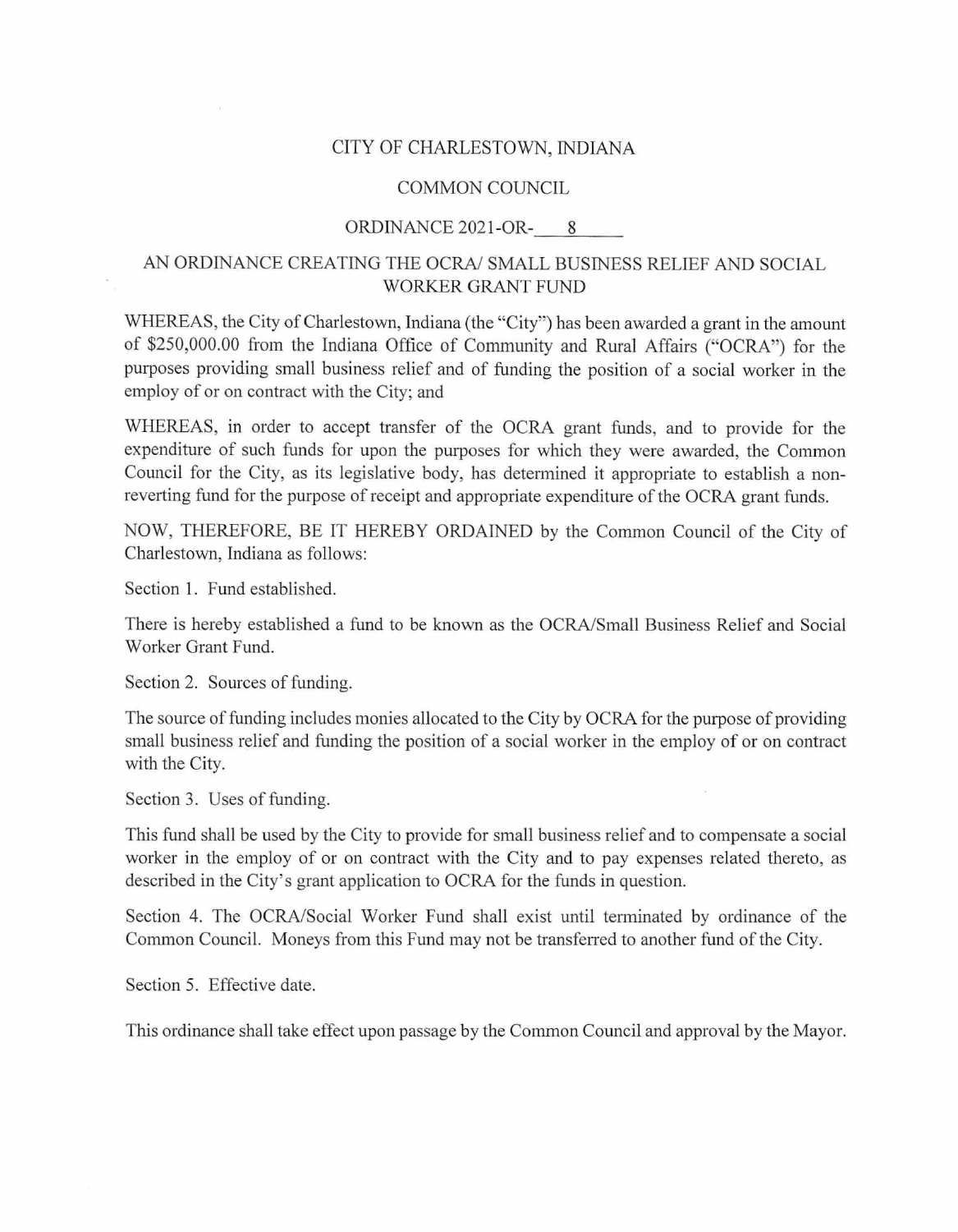# CITY OF CHARLESTOWN, INDIANA

## COMMON COUNCIL

## ORDINANCE 2021-OR-\_\_\_8\_\_\_\_

## AN ORDINANCE CREATING THE OCRA/ SMALL BUSINESS RELIEF AND SOCIAL WORKER GRANT FUND

WHEREAS, the City of Charlestown, Indiana (the "City") has been awarded a grant in the amount of $250,000.00 from the Indiana Office of Community and Rural Affairs ("OCRA") for the purposes providing small business relief and of funding the position of a social worker in the employ of or on contract with the City; and

WHEREAS, in order to accept transfer of the OCRA grant funds, and to provide for the expenditure of such funds for upon the purposes for which they were awarded, the Common Council for the City, as its legislative body, has determined it appropriate to establish a non-reverting fund for the purpose of receipt and appropriate expenditure of the OCRA grant funds.

NOW, THEREFORE, BE IT HEREBY ORDAINED by the Common Council of the City of Charlestown, Indiana as follows:

Section 1. Fund established.

There is hereby established a fund to be known as the OCRA/Small Business Relief and Social Worker Grant Fund.

Section 2. Sources of funding.

The source of funding includes monies allocated to the City by OCRA for the purpose of providing small business relief and funding the position of a social worker in the employ of or on contract with the City.

Section 3. Uses of funding.

This fund shall be used by the City to provide for small business relief and to compensate a social worker in the employ of or on contract with the City and to pay expenses related thereto, as described in the City's grant application to OCRA for the funds in question.

Section 4. The OCRA/Social Worker Fund shall exist until terminated by ordinance of the Common Council. Moneys from this Fund may not be transferred to another fund of the City.

Section 5. Effective date.

This ordinance shall take effect upon passage by the Common Council and approval by the Mayor.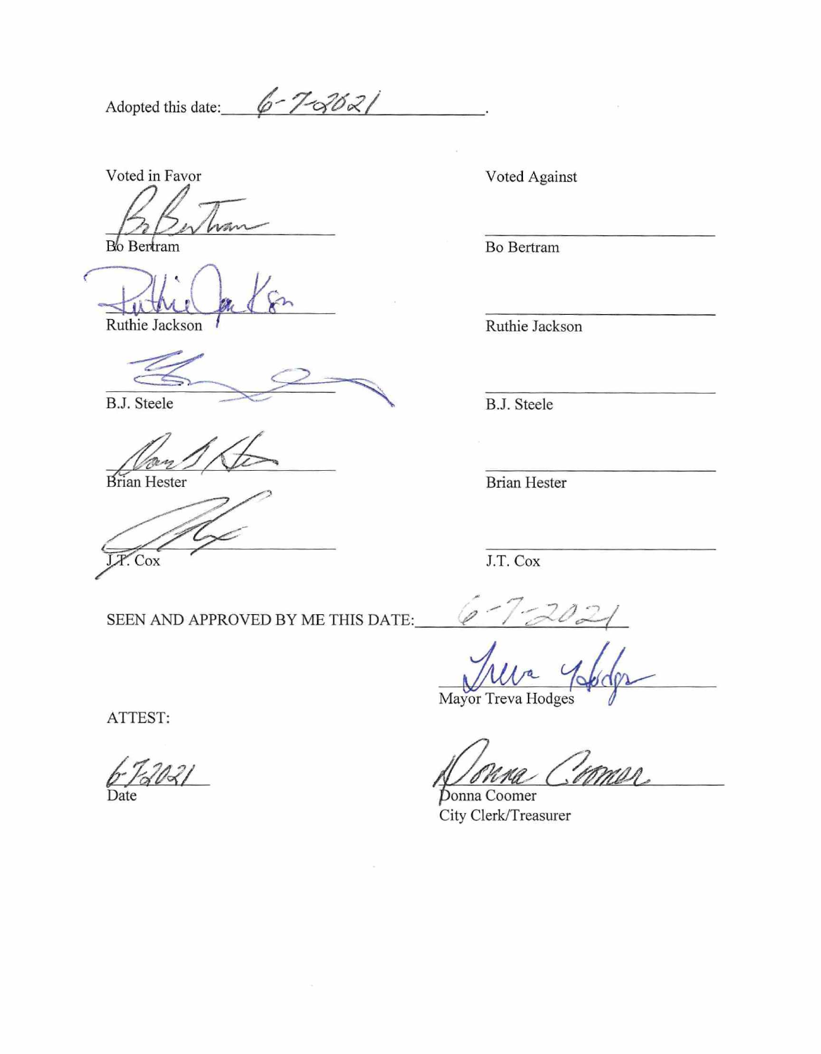Adopted this date: 6-7-2021.

| Voted in Favor | Voted Against |
| --- | --- |
| Bo Bertram | Bo Bertram |
| Ruthie Jackson | Ruthie Jackson |
| B.J. Steele | B.J. Steele |
| Brian Hester | Brian Hester |
| J.T. Cox | J.T. Cox |

SEEN AND APPROVED BY ME THIS DATE: 6-7-2021

Mayor Treva Hodges

ATTEST:

6-7-2021
Date

Donna Coomer
City Clerk/Treasurer